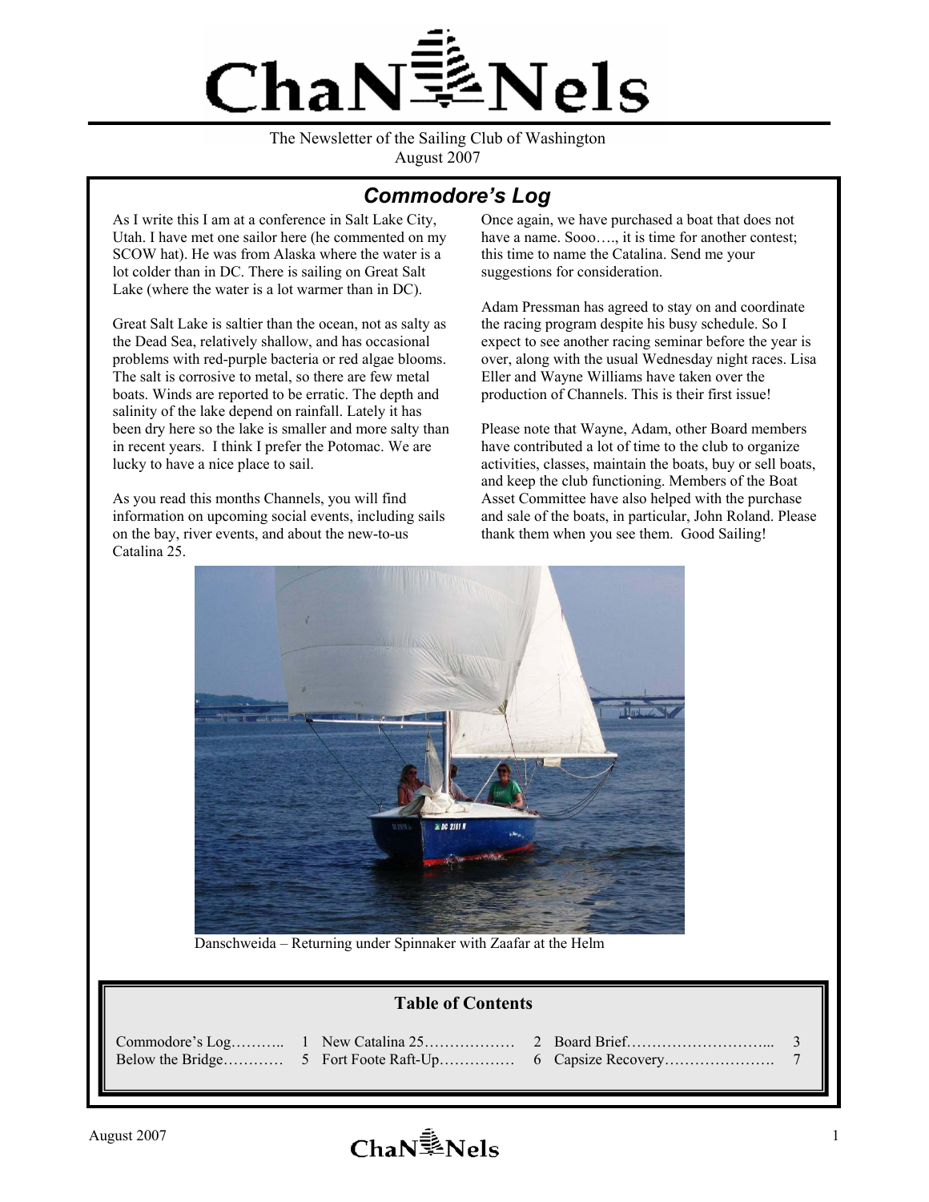# ChaNNels

The Newsletter of the Sailing Club of Washington
August 2007

## *Commodore's Log*

As I write this I am at a conference in Salt Lake City, Utah. I have met one sailor here (he commented on my SCOW hat). He was from Alaska where the water is a lot colder than in DC. There is sailing on Great Salt Lake (where the water is a lot warmer than in DC).

Great Salt Lake is saltier than the ocean, not as salty as the Dead Sea, relatively shallow, and has occasional problems with red-purple bacteria or red algae blooms. The salt is corrosive to metal, so there are few metal boats. Winds are reported to be erratic. The depth and salinity of the lake depend on rainfall. Lately it has been dry here so the lake is smaller and more salty than in recent years. I think I prefer the Potomac. We are lucky to have a nice place to sail.

As you read this months Channels, you will find information on upcoming social events, including sails on the bay, river events, and about the new-to-us Catalina 25.

Once again, we have purchased a boat that does not have a name. Sooo…., it is time for another contest; this time to name the Catalina. Send me your suggestions for consideration.

Adam Pressman has agreed to stay on and coordinate the racing program despite his busy schedule. So I expect to see another racing seminar before the year is over, along with the usual Wednesday night races. Lisa Eller and Wayne Williams have taken over the production of Channels. This is their first issue!

Please note that Wayne, Adam, other Board members have contributed a lot of time to the club to organize activities, classes, maintain the boats, buy or sell boats, and keep the club functioning. Members of the Boat Asset Committee have also helped with the purchase and sale of the boats, in particular, John Roland. Please thank them when you see them. Good Sailing!

Danschweida – Returning under Spinnaker with Zaafar at the Helm

### Table of Contents

| | | | | | |
|---|---|---|---|---|---|
| Commodore's Log……….. | 1 | New Catalina 25……………… | 2 | Board Brief……………………….. | 3 |
| Below the Bridge………… | 5 | Fort Foote Raft-Up…………… | 6 | Capsize Recovery…………………. | 7 |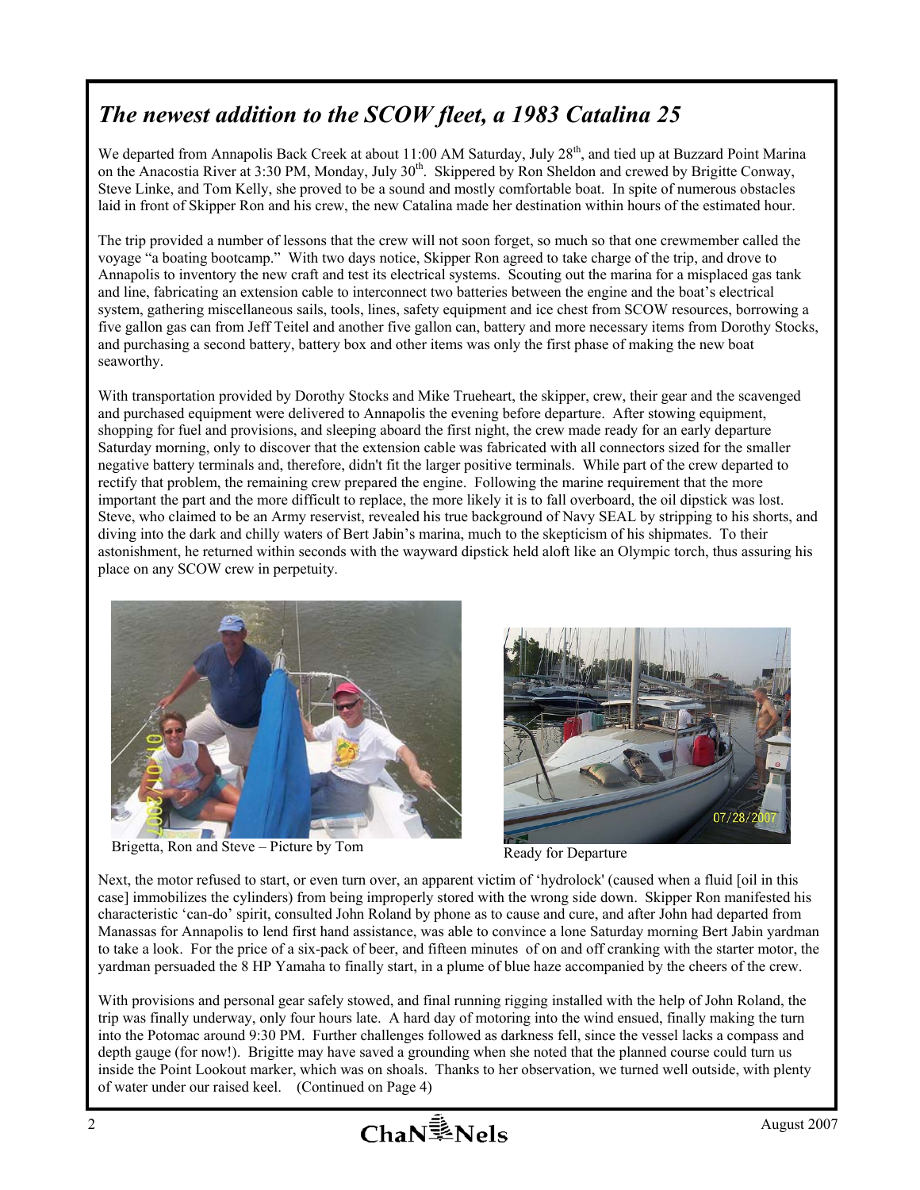## *The newest addition to the SCOW fleet, a 1983 Catalina 25*

We departed from Annapolis Back Creek at about 11:00 AM Saturday, July 28th, and tied up at Buzzard Point Marina on the Anacostia River at 3:30 PM, Monday, July 30th. Skippered by Ron Sheldon and crewed by Brigitte Conway, Steve Linke, and Tom Kelly, she proved to be a sound and mostly comfortable boat. In spite of numerous obstacles laid in front of Skipper Ron and his crew, the new Catalina made her destination within hours of the estimated hour.

The trip provided a number of lessons that the crew will not soon forget, so much so that one crewmember called the voyage "a boating bootcamp." With two days notice, Skipper Ron agreed to take charge of the trip, and drove to Annapolis to inventory the new craft and test its electrical systems. Scouting out the marina for a misplaced gas tank and line, fabricating an extension cable to interconnect two batteries between the engine and the boat's electrical system, gathering miscellaneous sails, tools, lines, safety equipment and ice chest from SCOW resources, borrowing a five gallon gas can from Jeff Teitel and another five gallon can, battery and more necessary items from Dorothy Stocks, and purchasing a second battery, battery box and other items was only the first phase of making the new boat seaworthy.

With transportation provided by Dorothy Stocks and Mike Trueheart, the skipper, crew, their gear and the scavenged and purchased equipment were delivered to Annapolis the evening before departure. After stowing equipment, shopping for fuel and provisions, and sleeping aboard the first night, the crew made ready for an early departure Saturday morning, only to discover that the extension cable was fabricated with all connectors sized for the smaller negative battery terminals and, therefore, didn't fit the larger positive terminals. While part of the crew departed to rectify that problem, the remaining crew prepared the engine. Following the marine requirement that the more important the part and the more difficult to replace, the more likely it is to fall overboard, the oil dipstick was lost. Steve, who claimed to be an Army reservist, revealed his true background of Navy SEAL by stripping to his shorts, and diving into the dark and chilly waters of Bert Jabin's marina, much to the skepticism of his shipmates. To their astonishment, he returned within seconds with the wayward dipstick held aloft like an Olympic torch, thus assuring his place on any SCOW crew in perpetuity.

Brigetta, Ron and Steve – Picture by Tom

Ready for Departure

Next, the motor refused to start, or even turn over, an apparent victim of 'hydrolock' (caused when a fluid [oil in this case] immobilizes the cylinders) from being improperly stored with the wrong side down. Skipper Ron manifested his characteristic 'can-do' spirit, consulted John Roland by phone as to cause and cure, and after John had departed from Manassas for Annapolis to lend first hand assistance, was able to convince a lone Saturday morning Bert Jabin yardman to take a look. For the price of a six-pack of beer, and fifteen minutes of on and off cranking with the starter motor, the yardman persuaded the 8 HP Yamaha to finally start, in a plume of blue haze accompanied by the cheers of the crew.

With provisions and personal gear safely stowed, and final running rigging installed with the help of John Roland, the trip was finally underway, only four hours late. A hard day of motoring into the wind ensued, finally making the turn into the Potomac around 9:30 PM. Further challenges followed as darkness fell, since the vessel lacks a compass and depth gauge (for now!). Brigitte may have saved a grounding when she noted that the planned course could turn us inside the Point Lookout marker, which was on shoals. Thanks to her observation, we turned well outside, with plenty of water under our raised keel. (Continued on Page 4)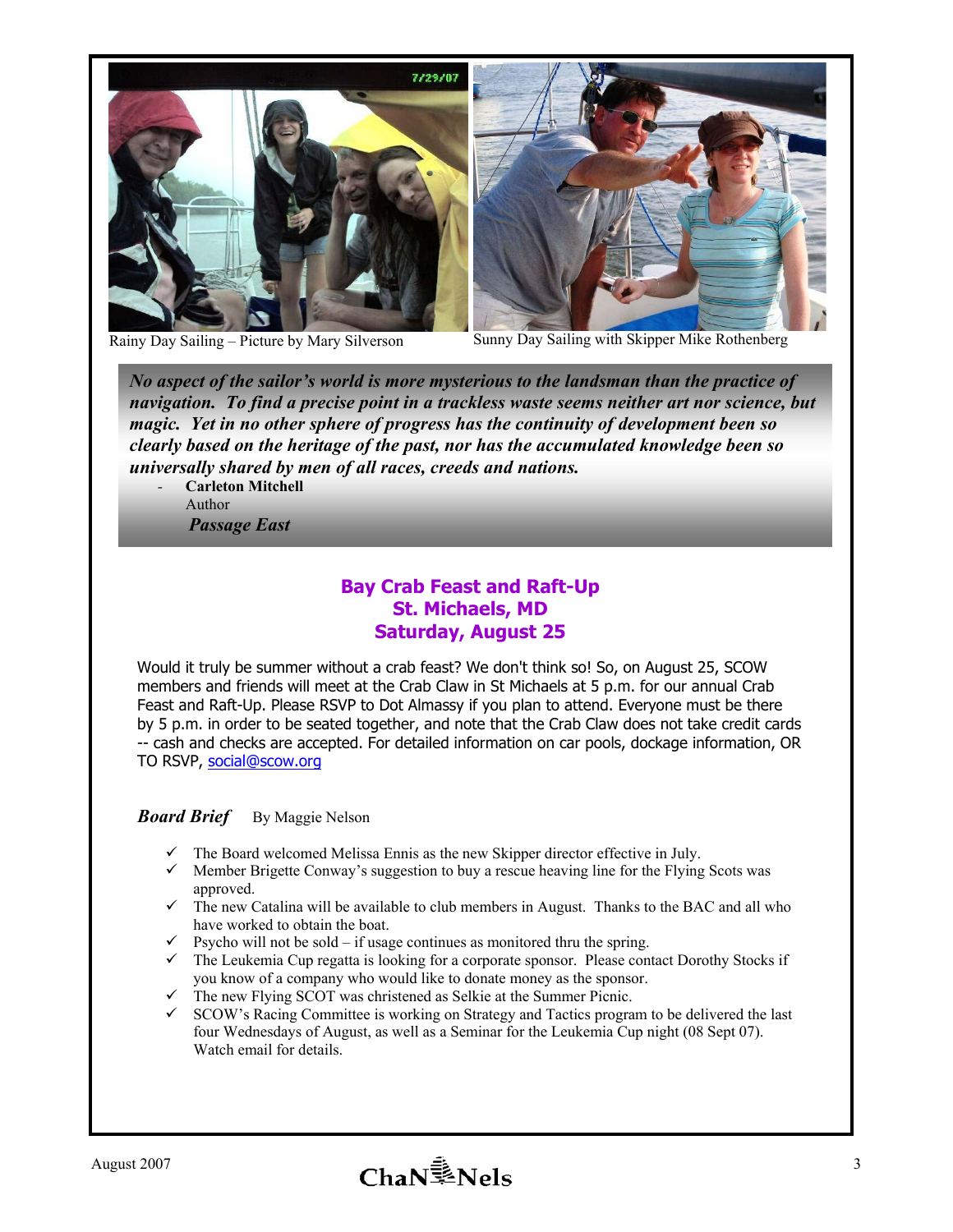Rainy Day Sailing – Picture by Mary Silverson

Sunny Day Sailing with Skipper Mike Rothenberg

***No aspect of the sailor's world is more mysterious to the landsman than the practice of navigation. To find a precise point in a trackless waste seems neither art nor science, but magic. Yet in no other sphere of progress has the continuity of development been so clearly based on the heritage of the past, nor has the accumulated knowledge been so universally shared by men of all races, creeds and nations.***

- **Carleton Mitchell**
  Author
  ***Passage East***

## Bay Crab Feast and Raft-Up
## St. Michaels, MD
## Saturday, August 25

Would it truly be summer without a crab feast? We don't think so! So, on August 25, SCOW members and friends will meet at the Crab Claw in St Michaels at 5 p.m. for our annual Crab Feast and Raft-Up. Please RSVP to Dot Almassy if you plan to attend. Everyone must be there by 5 p.m. in order to be seated together, and note that the Crab Claw does not take credit cards -- cash and checks are accepted. For detailed information on car pools, dockage information, OR TO RSVP, social@scow.org

***Board Brief*** By Maggie Nelson

- ✓ The Board welcomed Melissa Ennis as the new Skipper director effective in July.
- ✓ Member Brigette Conway's suggestion to buy a rescue heaving line for the Flying Scots was approved.
- ✓ The new Catalina will be available to club members in August. Thanks to the BAC and all who have worked to obtain the boat.
- ✓ Psycho will not be sold – if usage continues as monitored thru the spring.
- ✓ The Leukemia Cup regatta is looking for a corporate sponsor. Please contact Dorothy Stocks if you know of a company who would like to donate money as the sponsor.
- ✓ The new Flying SCOT was christened as Selkie at the Summer Picnic.
- ✓ SCOW's Racing Committee is working on Strategy and Tactics program to be delivered the last four Wednesdays of August, as well as a Seminar for the Leukemia Cup night (08 Sept 07). Watch email for details.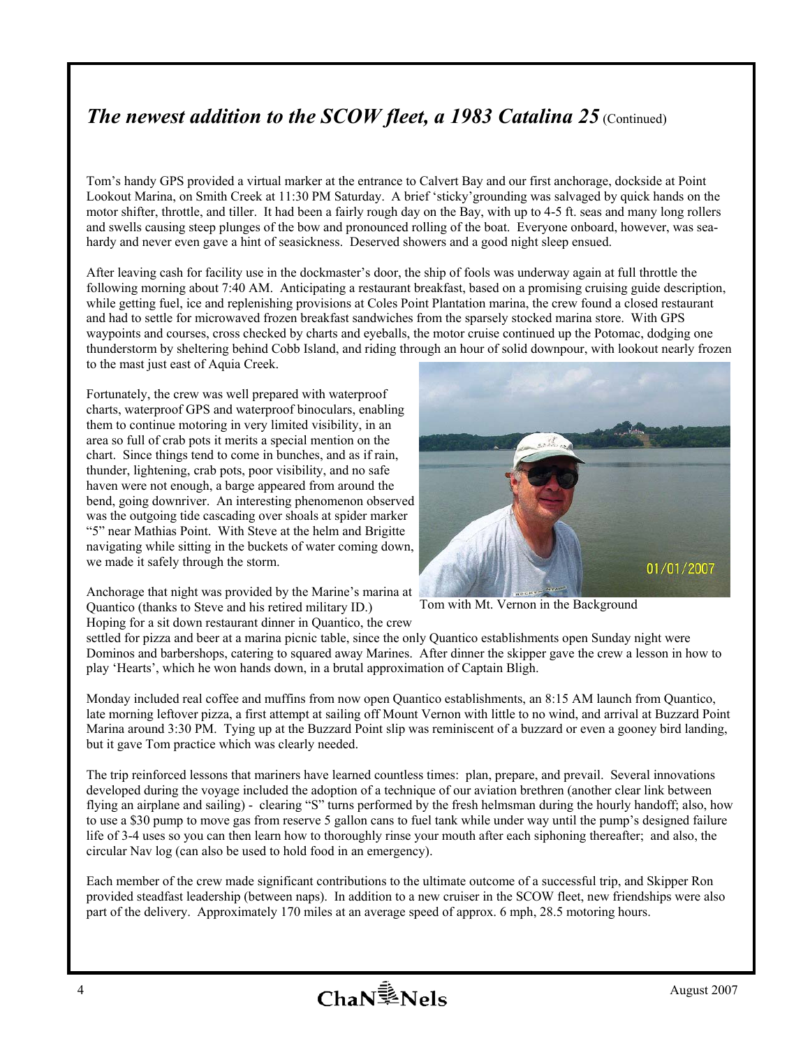## *The newest addition to the SCOW fleet, a 1983 Catalina 25* (Continued)

Tom's handy GPS provided a virtual marker at the entrance to Calvert Bay and our first anchorage, dockside at Point Lookout Marina, on Smith Creek at 11:30 PM Saturday. A brief 'sticky'grounding was salvaged by quick hands on the motor shifter, throttle, and tiller. It had been a fairly rough day on the Bay, with up to 4-5 ft. seas and many long rollers and swells causing steep plunges of the bow and pronounced rolling of the boat. Everyone onboard, however, was sea-hardy and never even gave a hint of seasickness. Deserved showers and a good night sleep ensued.

After leaving cash for facility use in the dockmaster's door, the ship of fools was underway again at full throttle the following morning about 7:40 AM. Anticipating a restaurant breakfast, based on a promising cruising guide description, while getting fuel, ice and replenishing provisions at Coles Point Plantation marina, the crew found a closed restaurant and had to settle for microwaved frozen breakfast sandwiches from the sparsely stocked marina store. With GPS waypoints and courses, cross checked by charts and eyeballs, the motor cruise continued up the Potomac, dodging one thunderstorm by sheltering behind Cobb Island, and riding through an hour of solid downpour, with lookout nearly frozen to the mast just east of Aquia Creek.

Fortunately, the crew was well prepared with waterproof charts, waterproof GPS and waterproof binoculars, enabling them to continue motoring in very limited visibility, in an area so full of crab pots it merits a special mention on the chart. Since things tend to come in bunches, and as if rain, thunder, lightening, crab pots, poor visibility, and no safe haven were not enough, a barge appeared from around the bend, going downriver. An interesting phenomenon observed was the outgoing tide cascading over shoals at spider marker "5" near Mathias Point. With Steve at the helm and Brigitte navigating while sitting in the buckets of water coming down, we made it safely through the storm.

Tom with Mt. Vernon in the Background

Anchorage that night was provided by the Marine's marina at Quantico (thanks to Steve and his retired military ID.) Hoping for a sit down restaurant dinner in Quantico, the crew settled for pizza and beer at a marina picnic table, since the only Quantico establishments open Sunday night were Dominos and barbershops, catering to squared away Marines. After dinner the skipper gave the crew a lesson in how to play 'Hearts', which he won hands down, in a brutal approximation of Captain Bligh.

Monday included real coffee and muffins from now open Quantico establishments, an 8:15 AM launch from Quantico, late morning leftover pizza, a first attempt at sailing off Mount Vernon with little to no wind, and arrival at Buzzard Point Marina around 3:30 PM. Tying up at the Buzzard Point slip was reminiscent of a buzzard or even a gooney bird landing, but it gave Tom practice which was clearly needed.

The trip reinforced lessons that mariners have learned countless times: plan, prepare, and prevail. Several innovations developed during the voyage included the adoption of a technique of our aviation brethren (another clear link between flying an airplane and sailing) - clearing "S" turns performed by the fresh helmsman during the hourly handoff; also, how to use a $30 pump to move gas from reserve 5 gallon cans to fuel tank while under way until the pump's designed failure life of 3-4 uses so you can then learn how to thoroughly rinse your mouth after each siphoning thereafter; and also, the circular Nav log (can also be used to hold food in an emergency).

Each member of the crew made significant contributions to the ultimate outcome of a successful trip, and Skipper Ron provided steadfast leadership (between naps). In addition to a new cruiser in the SCOW fleet, new friendships were also part of the delivery. Approximately 170 miles at an average speed of approx. 6 mph, 28.5 motoring hours.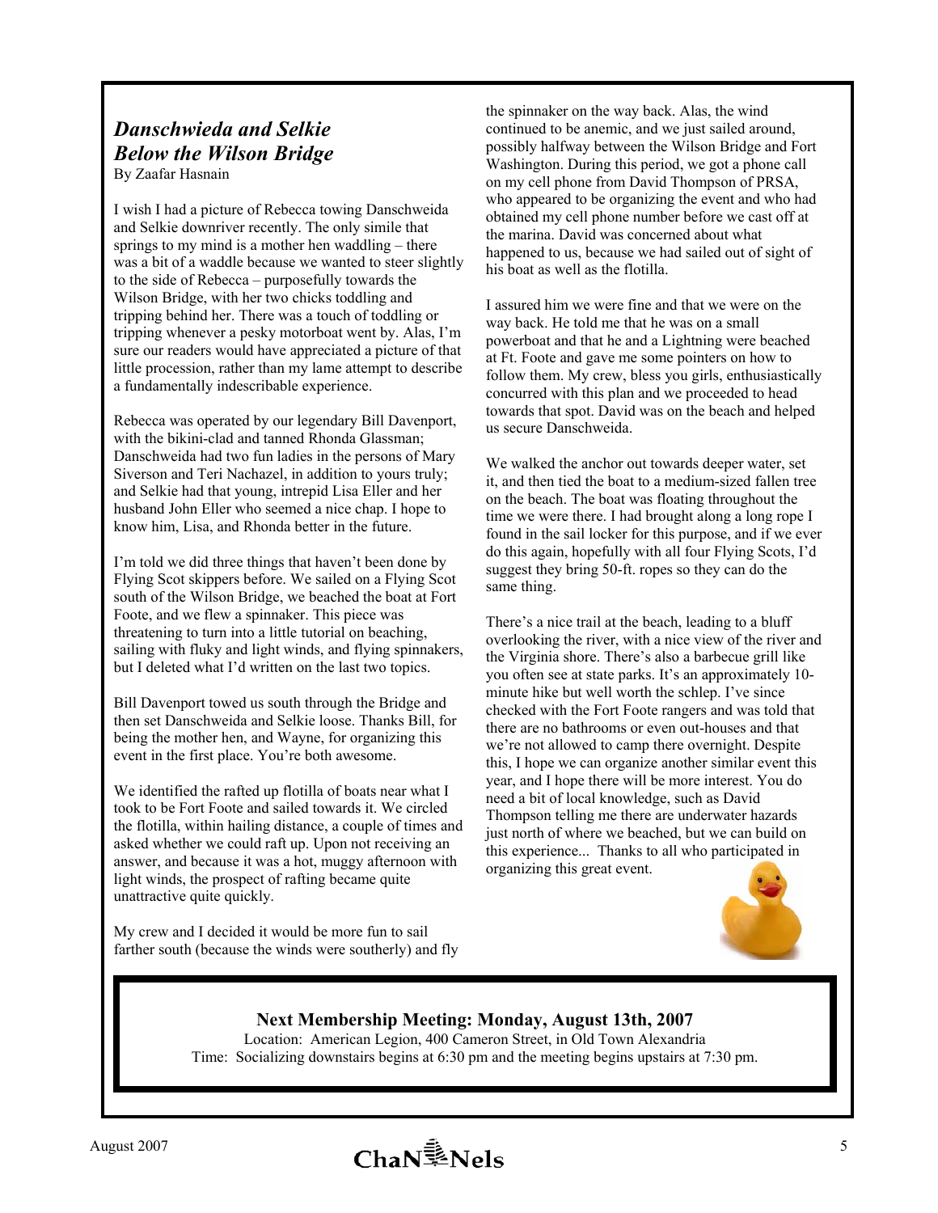## *Danschwieda and Selkie Below the Wilson Bridge*

By Zaafar Hasnain

I wish I had a picture of Rebecca towing Danschweida and Selkie downriver recently. The only simile that springs to my mind is a mother hen waddling – there was a bit of a waddle because we wanted to steer slightly to the side of Rebecca – purposefully towards the Wilson Bridge, with her two chicks toddling and tripping behind her. There was a touch of toddling or tripping whenever a pesky motorboat went by. Alas, I'm sure our readers would have appreciated a picture of that little procession, rather than my lame attempt to describe a fundamentally indescribable experience.

Rebecca was operated by our legendary Bill Davenport, with the bikini-clad and tanned Rhonda Glassman; Danschweida had two fun ladies in the persons of Mary Siverson and Teri Nachazel, in addition to yours truly; and Selkie had that young, intrepid Lisa Eller and her husband John Eller who seemed a nice chap. I hope to know him, Lisa, and Rhonda better in the future.

I'm told we did three things that haven't been done by Flying Scot skippers before. We sailed on a Flying Scot south of the Wilson Bridge, we beached the boat at Fort Foote, and we flew a spinnaker. This piece was threatening to turn into a little tutorial on beaching, sailing with fluky and light winds, and flying spinnakers, but I deleted what I'd written on the last two topics.

Bill Davenport towed us south through the Bridge and then set Danschweida and Selkie loose. Thanks Bill, for being the mother hen, and Wayne, for organizing this event in the first place. You're both awesome.

We identified the rafted up flotilla of boats near what I took to be Fort Foote and sailed towards it. We circled the flotilla, within hailing distance, a couple of times and asked whether we could raft up. Upon not receiving an answer, and because it was a hot, muggy afternoon with light winds, the prospect of rafting became quite unattractive quite quickly.

My crew and I decided it would be more fun to sail farther south (because the winds were southerly) and fly the spinnaker on the way back. Alas, the wind continued to be anemic, and we just sailed around, possibly halfway between the Wilson Bridge and Fort Washington. During this period, we got a phone call on my cell phone from David Thompson of PRSA, who appeared to be organizing the event and who had obtained my cell phone number before we cast off at the marina. David was concerned about what happened to us, because we had sailed out of sight of his boat as well as the flotilla.

I assured him we were fine and that we were on the way back. He told me that he was on a small powerboat and that he and a Lightning were beached at Ft. Foote and gave me some pointers on how to follow them. My crew, bless you girls, enthusiastically concurred with this plan and we proceeded to head towards that spot. David was on the beach and helped us secure Danschweida.

We walked the anchor out towards deeper water, set it, and then tied the boat to a medium-sized fallen tree on the beach. The boat was floating throughout the time we were there. I had brought along a long rope I found in the sail locker for this purpose, and if we ever do this again, hopefully with all four Flying Scots, I'd suggest they bring 50-ft. ropes so they can do the same thing.

There's a nice trail at the beach, leading to a bluff overlooking the river, with a nice view of the river and the Virginia shore. There's also a barbecue grill like you often see at state parks. It's an approximately 10-minute hike but well worth the schlep. I've since checked with the Fort Foote rangers and was told that there are no bathrooms or even out-houses and that we're not allowed to camp there overnight. Despite this, I hope we can organize another similar event this year, and I hope there will be more interest. You do need a bit of local knowledge, such as David Thompson telling me there are underwater hazards just north of where we beached, but we can build on this experience... Thanks to all who participated in organizing this great event.

**Next Membership Meeting: Monday, August 13th, 2007**

Location: American Legion, 400 Cameron Street, in Old Town Alexandria

Time: Socializing downstairs begins at 6:30 pm and the meeting begins upstairs at 7:30 pm.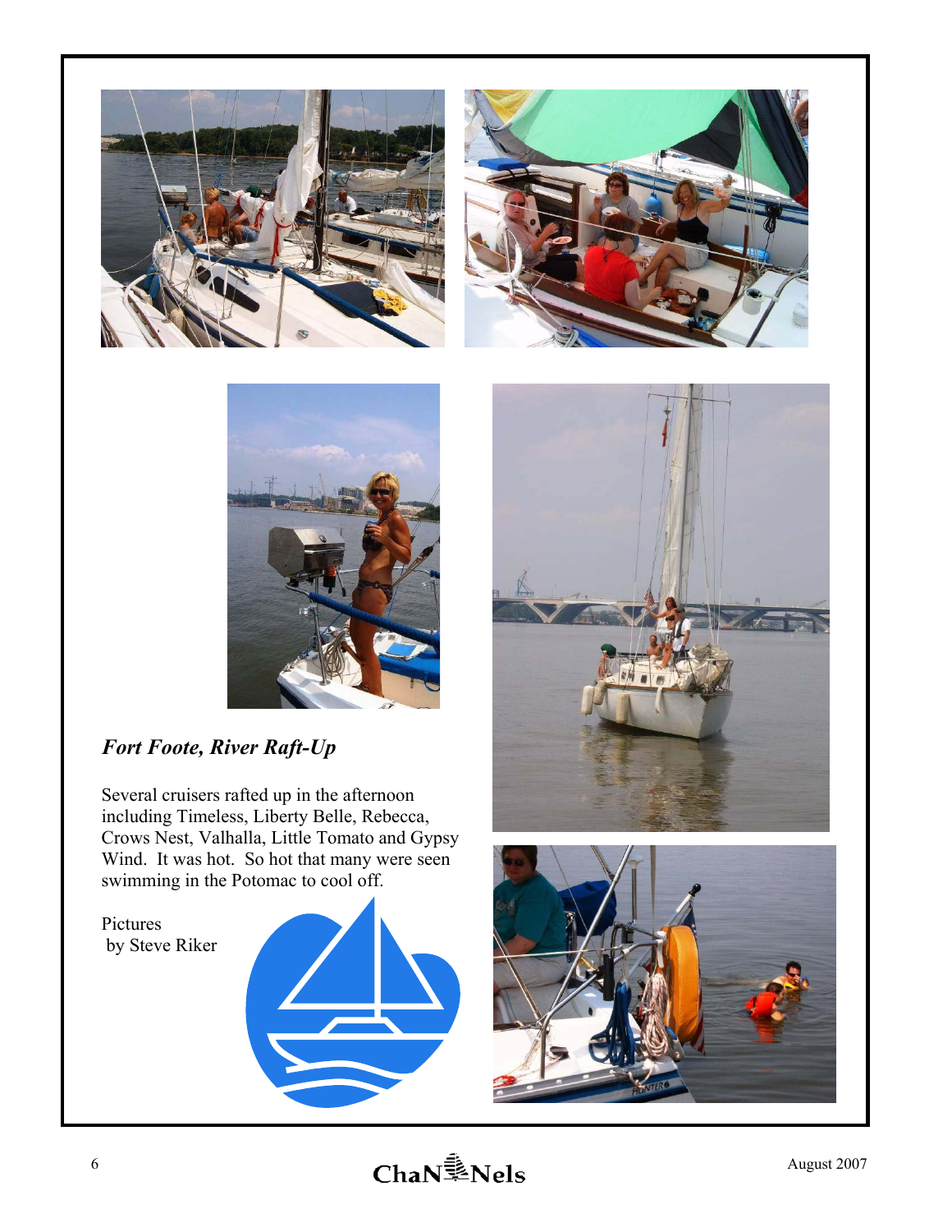## *Fort Foote, River Raft-Up*

Several cruisers rafted up in the afternoon including Timeless, Liberty Belle, Rebecca, Crows Nest, Valhalla, Little Tomato and Gypsy Wind. It was hot. So hot that many were seen swimming in the Potomac to cool off.

Pictures
by Steve Riker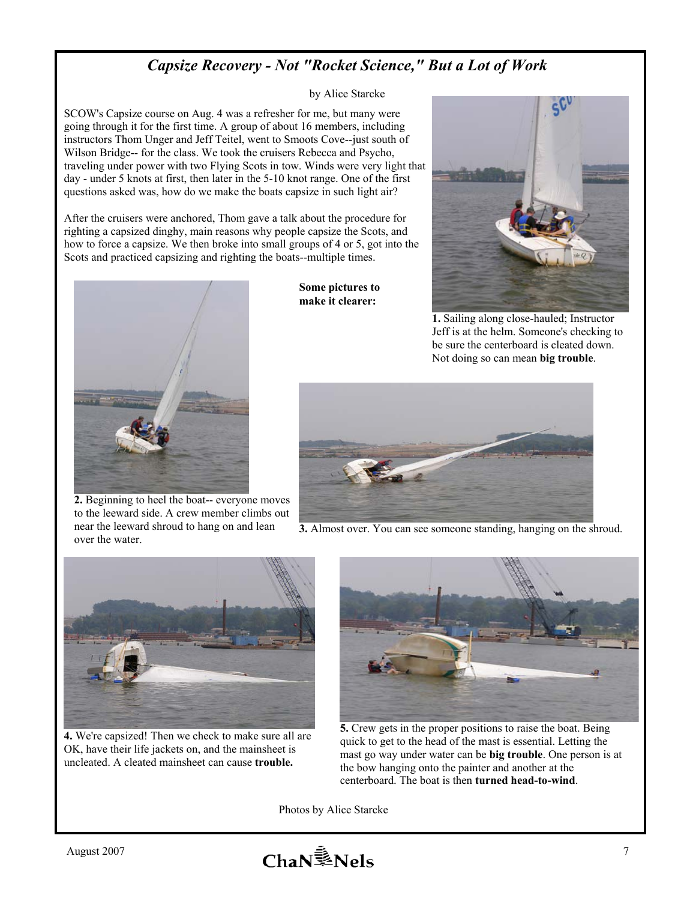## *Capsize Recovery - Not "Rocket Science," But a Lot of Work*

by Alice Starcke

SCOW's Capsize course on Aug. 4 was a refresher for me, but many were going through it for the first time. A group of about 16 members, including instructors Thom Unger and Jeff Teitel, went to Smoots Cove--just south of Wilson Bridge-- for the class. We took the cruisers Rebecca and Psycho, traveling under power with two Flying Scots in tow. Winds were very light that day - under 5 knots at first, then later in the 5-10 knot range. One of the first questions asked was, how do we make the boats capsize in such light air?

After the cruisers were anchored, Thom gave a talk about the procedure for righting a capsized dinghy, main reasons why people capsize the Scots, and how to force a capsize. We then broke into small groups of 4 or 5, got into the Scots and practiced capsizing and righting the boats--multiple times.

**Some pictures to make it clearer:**

**1.** Sailing along close-hauled; Instructor Jeff is at the helm. Someone's checking to be sure the centerboard is cleated down. Not doing so can mean **big trouble**.

**2.** Beginning to heel the boat-- everyone moves to the leeward side. A crew member climbs out near the leeward shroud to hang on and lean over the water.

**3.** Almost over. You can see someone standing, hanging on the shroud.

**4.** We're capsized! Then we check to make sure all are OK, have their life jackets on, and the mainsheet is uncleated. A cleated mainsheet can cause **trouble.**

**5.** Crew gets in the proper positions to raise the boat. Being quick to get to the head of the mast is essential. Letting the mast go way under water can be **big trouble**. One person is at the bow hanging onto the painter and another at the centerboard. The boat is then **turned head-to-wind**.

Photos by Alice Starcke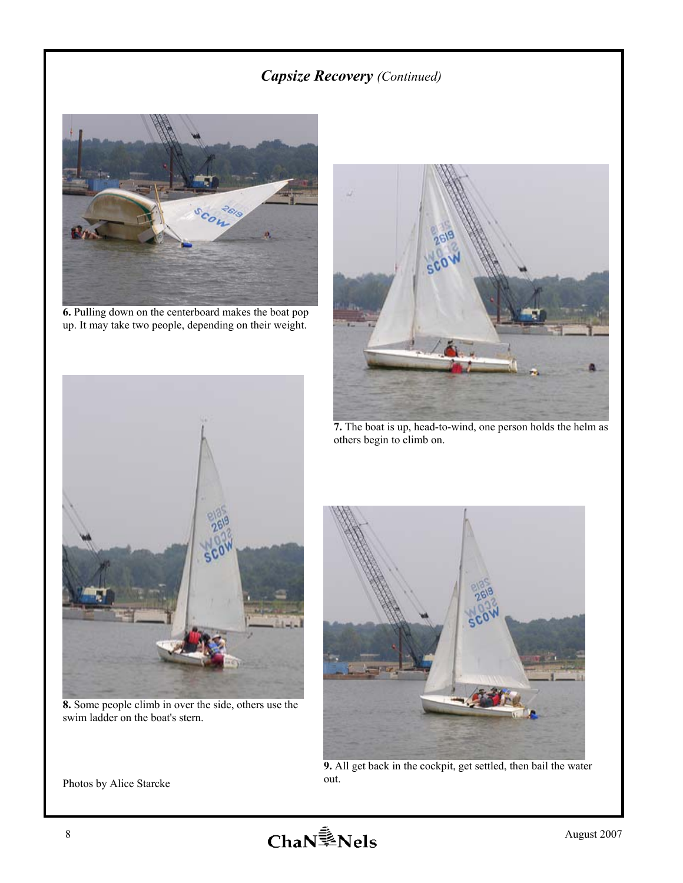## *Capsize Recovery (Continued)*

**6.** Pulling down on the centerboard makes the boat pop up. It may take two people, depending on their weight.

**7.** The boat is up, head-to-wind, one person holds the helm as others begin to climb on.

**8.** Some people climb in over the side, others use the swim ladder on the boat's stern.

**9.** All get back in the cockpit, get settled, then bail the water out.

Photos by Alice Starcke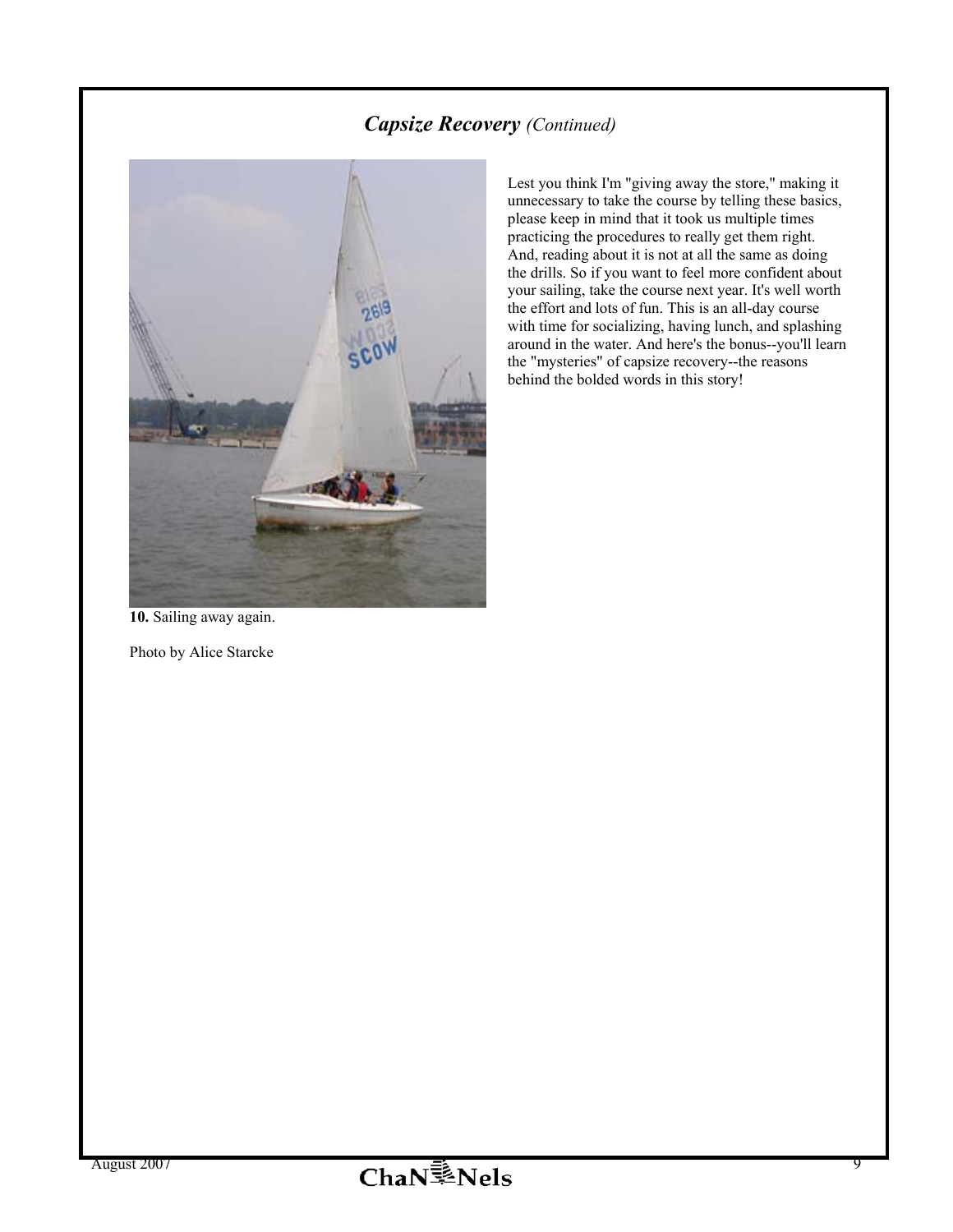## *Capsize Recovery* *(Continued)*

**10.** Sailing away again.

Photo by Alice Starcke

Lest you think I'm "giving away the store," making it unnecessary to take the course by telling these basics, please keep in mind that it took us multiple times practicing the procedures to really get them right. And, reading about it is not at all the same as doing the drills. So if you want to feel more confident about your sailing, take the course next year. It's well worth the effort and lots of fun. This is an all-day course with time for socializing, having lunch, and splashing around in the water. And here's the bonus--you'll learn the "mysteries" of capsize recovery--the reasons behind the bolded words in this story!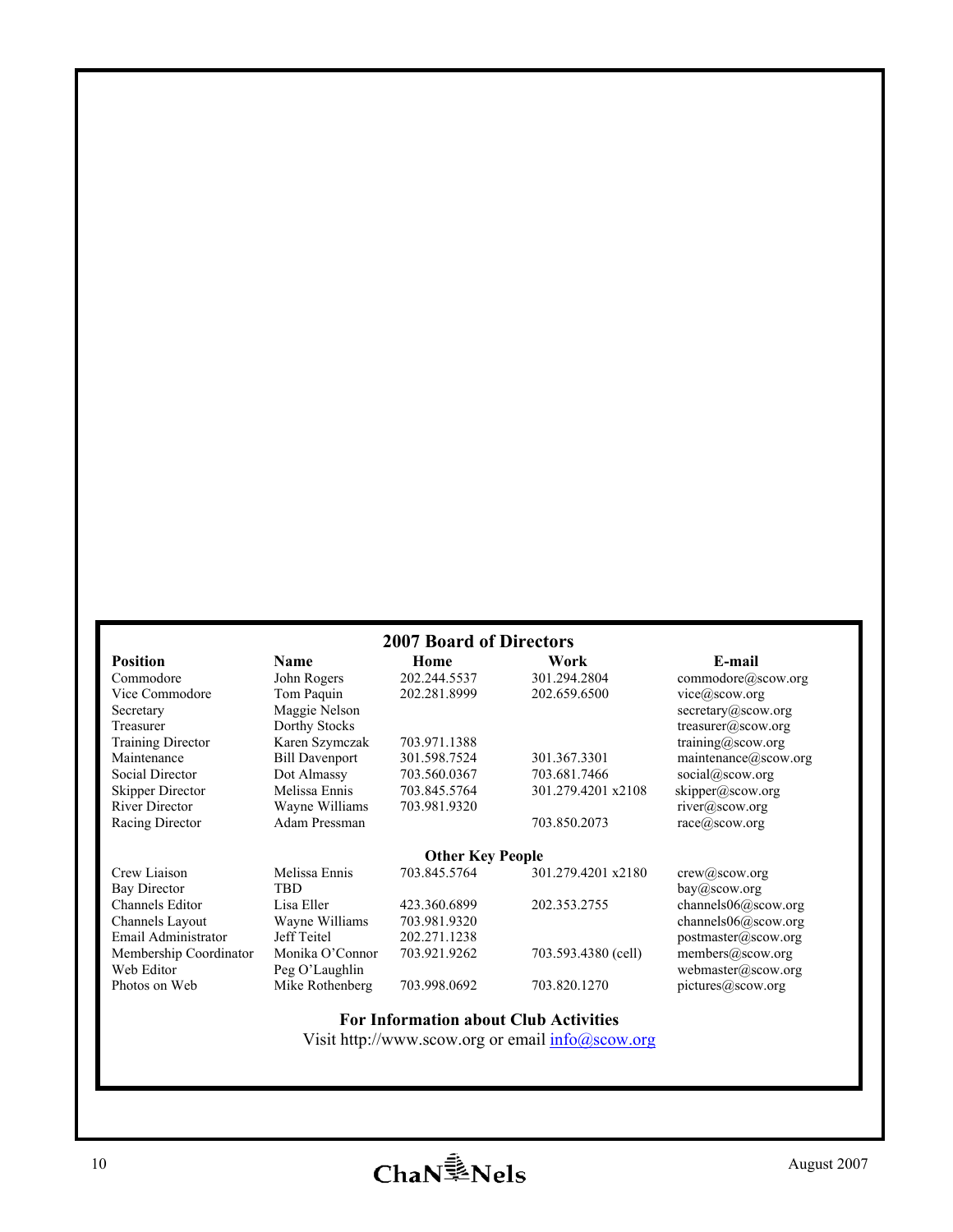## 2007 Board of Directors

| Position | Name | Home | Work | E-mail |
|---|---|---|---|---|
| Commodore | John Rogers | 202.244.5537 | 301.294.2804 | commodore@scow.org |
| Vice Commodore | Tom Paquin | 202.281.8999 | 202.659.6500 | vice@scow.org |
| Secretary | Maggie Nelson | | | secretary@scow.org |
| Treasurer | Dorthy Stocks | | | treasurer@scow.org |
| Training Director | Karen Szymczak | 703.971.1388 | | training@scow.org |
| Maintenance | Bill Davenport | 301.598.7524 | 301.367.3301 | maintenance@scow.org |
| Social Director | Dot Almassy | 703.560.0367 | 703.681.7466 | social@scow.org |
| Skipper Director | Melissa Ennis | 703.845.5764 | 301.279.4201 x2108 | skipper@scow.org |
| River Director | Wayne Williams | 703.981.9320 | | river@scow.org |
| Racing Director | Adam Pressman | | 703.850.2073 | race@scow.org |

### Other Key People

| | | | | |
|---|---|---|---|---|
| Crew Liaison | Melissa Ennis | 703.845.5764 | 301.279.4201 x2180 | crew@scow.org |
| Bay Director | TBD | | | bay@scow.org |
| Channels Editor | Lisa Eller | 423.360.6899 | 202.353.2755 | channels06@scow.org |
| Channels Layout | Wayne Williams | 703.981.9320 | | channels06@scow.org |
| Email Administrator | Jeff Teitel | 202.271.1238 | | postmaster@scow.org |
| Membership Coordinator | Monika O'Connor | 703.921.9262 | 703.593.4380 (cell) | members@scow.org |
| Web Editor | Peg O'Laughlin | | | webmaster@scow.org |
| Photos on Web | Mike Rothenberg | 703.998.0692 | 703.820.1270 | pictures@scow.org |

**For Information about Club Activities**

Visit http://www.scow.org or email info@scow.org